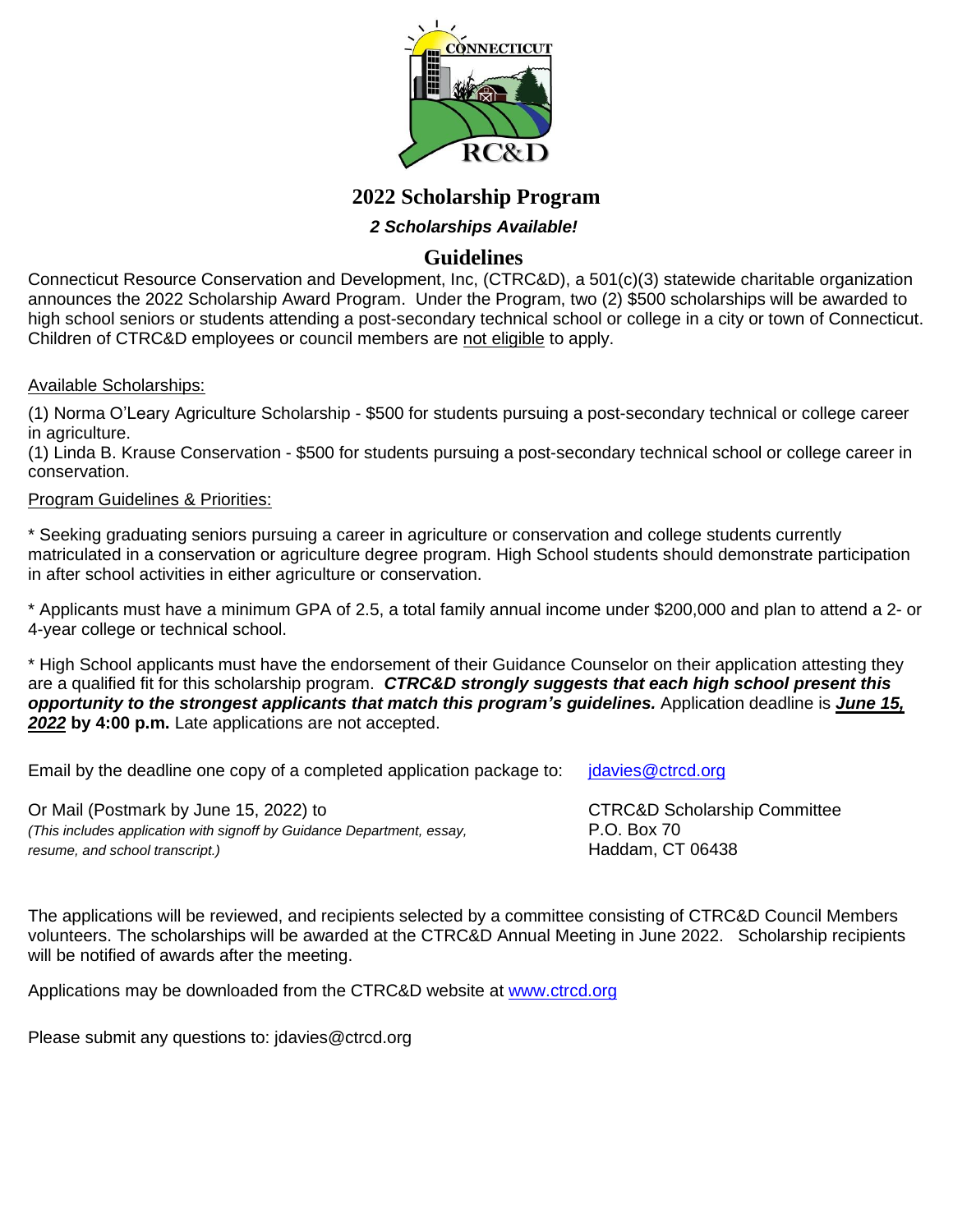# 2022 Scholarship Program

***2 Scholarships Available!***

## Guidelines

Connecticut Resource Conservation and Development, Inc, (CTRC&D), a 501(c)(3) statewide charitable organization announces the 2022 Scholarship Award Program. Under the Program, two (2) $500 scholarships will be awarded to high school seniors or students attending a post-secondary technical school or college in a city or town of Connecticut. Children of CTRC&D employees or council members are not eligible to apply.

Available Scholarships:

(1) Norma O'Leary Agriculture Scholarship - $500 for students pursuing a post-secondary technical or college career in agriculture.
(1) Linda B. Krause Conservation - $500 for students pursuing a post-secondary technical school or college career in conservation.

Program Guidelines & Priorities:

* Seeking graduating seniors pursuing a career in agriculture or conservation and college students currently matriculated in a conservation or agriculture degree program. High School students should demonstrate participation in after school activities in either agriculture or conservation.

* Applicants must have a minimum GPA of 2.5, a total family annual income under $200,000 and plan to attend a 2- or 4-year college or technical school.

* High School applicants must have the endorsement of their Guidance Counselor on their application attesting they are a qualified fit for this scholarship program. ***CTRC&D strongly suggests that each high school present this opportunity to the strongest applicants that match this program's guidelines.*** Application deadline is ***June 15, 2022*** **by 4:00 p.m.** Late applications are not accepted.

Email by the deadline one copy of a completed application package to: jdavies@ctrcd.org

Or Mail (Postmark by June 15, 2022) to
*(This includes application with signoff by Guidance Department, essay, resume, and school transcript.)*

CTRC&D Scholarship Committee
P.O. Box 70
Haddam, CT 06438

The applications will be reviewed, and recipients selected by a committee consisting of CTRC&D Council Members volunteers. The scholarships will be awarded at the CTRC&D Annual Meeting in June 2022. Scholarship recipients will be notified of awards after the meeting.

Applications may be downloaded from the CTRC&D website at www.ctrcd.org

Please submit any questions to: jdavies@ctrcd.org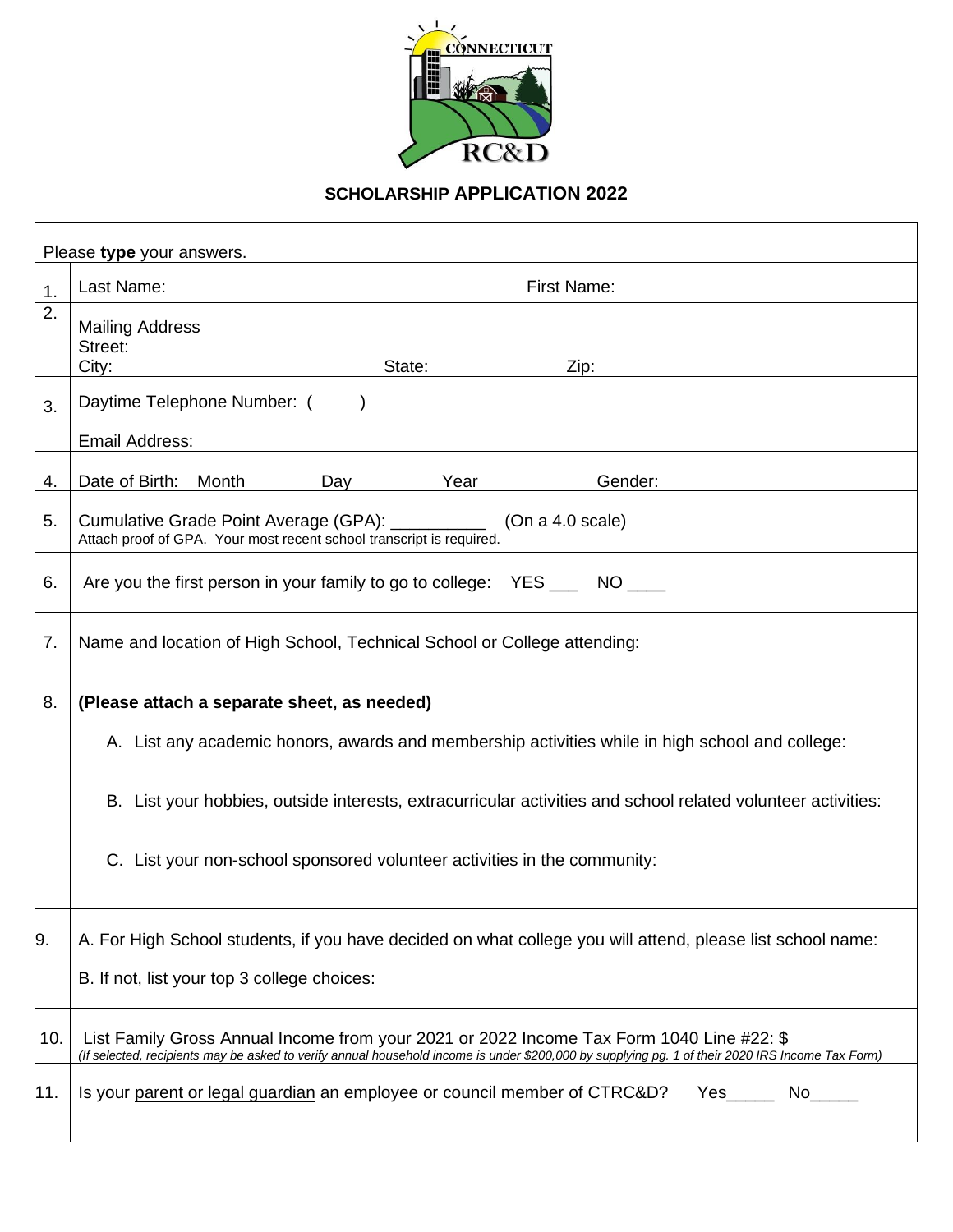## SCHOLARSHIP APPLICATION 2022

Please **type** your answers.

| | | |
|---|---|---|
| 1. | Last Name: | First Name: |
| 2. | Mailing Address<br>Street:<br>City: State: Zip: | |
| 3. | Daytime Telephone Number: ( )<br><br>Email Address: | |
| 4. | Date of Birth: Month Day Year Gender: | |
| 5. | Cumulative Grade Point Average (GPA): __________ (On a 4.0 scale)<br>Attach proof of GPA. Your most recent school transcript is required. | |
| 6. | Are you the first person in your family to go to college: YES ___ NO ____ | |
| 7. | Name and location of High School, Technical School or College attending: | |
| 8. | **(Please attach a separate sheet, as needed)**<br>A. List any academic honors, awards and membership activities while in high school and college:<br><br>B. List your hobbies, outside interests, extracurricular activities and school related volunteer activities:<br><br>C. List your non-school sponsored volunteer activities in the community: | |
| 9. | A. For High School students, if you have decided on what college you will attend, please list school name:<br>B. If not, list your top 3 college choices: | |
| 10. | List Family Gross Annual Income from your 2021 or 2022 Income Tax Form 1040 Line #22: $<br>*(If selected, recipients may be asked to verify annual household income is under $200,000 by supplying pg. 1 of their 2020 IRS Income Tax Form)* | |
| 11. | Is your <u>parent or legal guardian</u> an employee or council member of CTRC&D? Yes_____ No_____ | |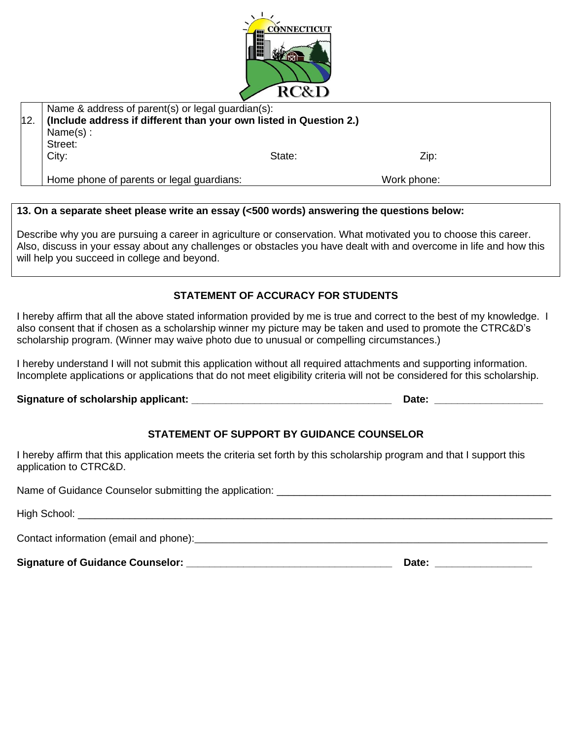| 12. | Name & address of parent(s) or legal guardian(s):<br>**(Include address if different than your own listed in Question 2.)**<br>Name(s) :<br>Street:<br>City: State: Zip:<br><br>Home phone of parents or legal guardians: Work phone: |
|---|---|

**13. On a separate sheet please write an essay (<500 words) answering the questions below:**

Describe why you are pursuing a career in agriculture or conservation. What motivated you to choose this career. Also, discuss in your essay about any challenges or obstacles you have dealt with and overcome in life and how this will help you succeed in college and beyond.

## STATEMENT OF ACCURACY FOR STUDENTS

I hereby affirm that all the above stated information provided by me is true and correct to the best of my knowledge. I also consent that if chosen as a scholarship winner my picture may be taken and used to promote the CTRC&D's scholarship program. (Winner may waive photo due to unusual or compelling circumstances.)

I hereby understand I will not submit this application without all required attachments and supporting information. Incomplete applications or applications that do not meet eligibility criteria will not be considered for this scholarship.

**Signature of scholarship applicant: ___________________________________ Date: __________________**

## STATEMENT OF SUPPORT BY GUIDANCE COUNSELOR

I hereby affirm that this application meets the criteria set forth by this scholarship program and that I support this application to CTRC&D.

Name of Guidance Counselor submitting the application: _________________________________________________

High School: _________________________________________________________________________________________

Contact information (email and phone):_______________________________________________________________

**Signature of Guidance Counselor: ___________________________________ Date: ________________**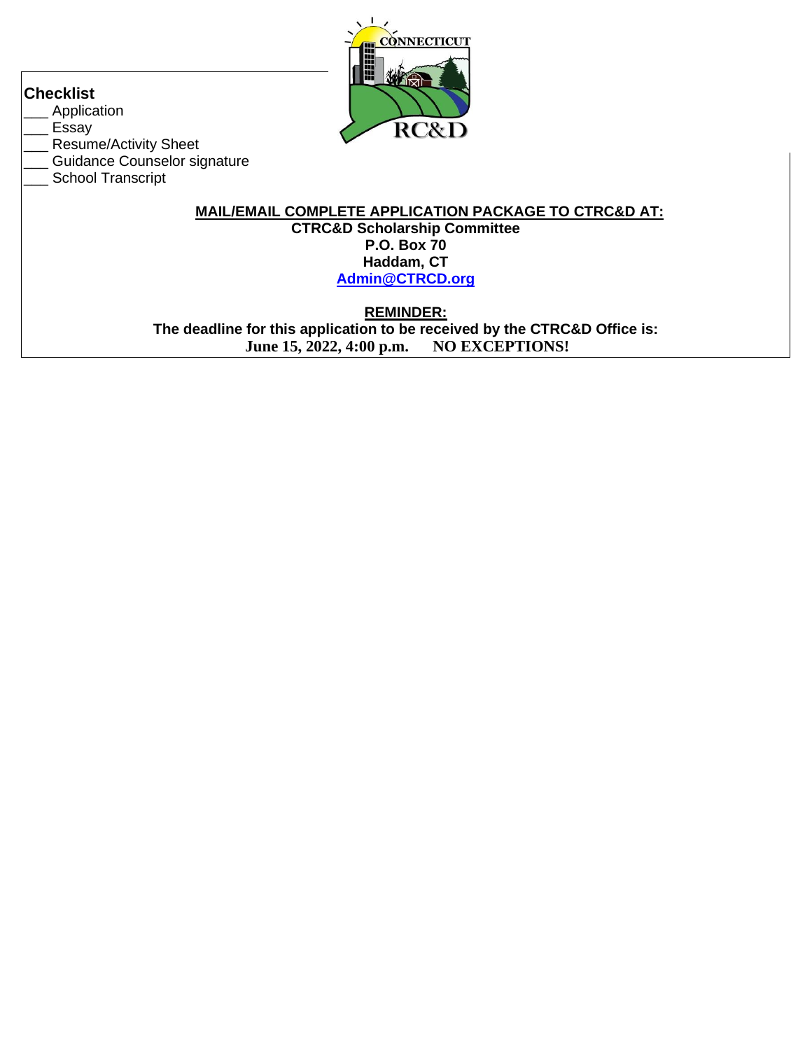**Checklist**

___ Application
___ Essay
___ Resume/Activity Sheet
___ Guidance Counselor signature
___ School Transcript

**MAIL/EMAIL COMPLETE APPLICATION PACKAGE TO CTRC&D AT:**

**CTRC&D Scholarship Committee**
**P.O. Box 70**
**Haddam, CT**
**Admin@CTRCD.org**

**REMINDER:**

**The deadline for this application to be received by the CTRC&D Office is:**
**June 15, 2022, 4:00 p.m.     NO EXCEPTIONS!**